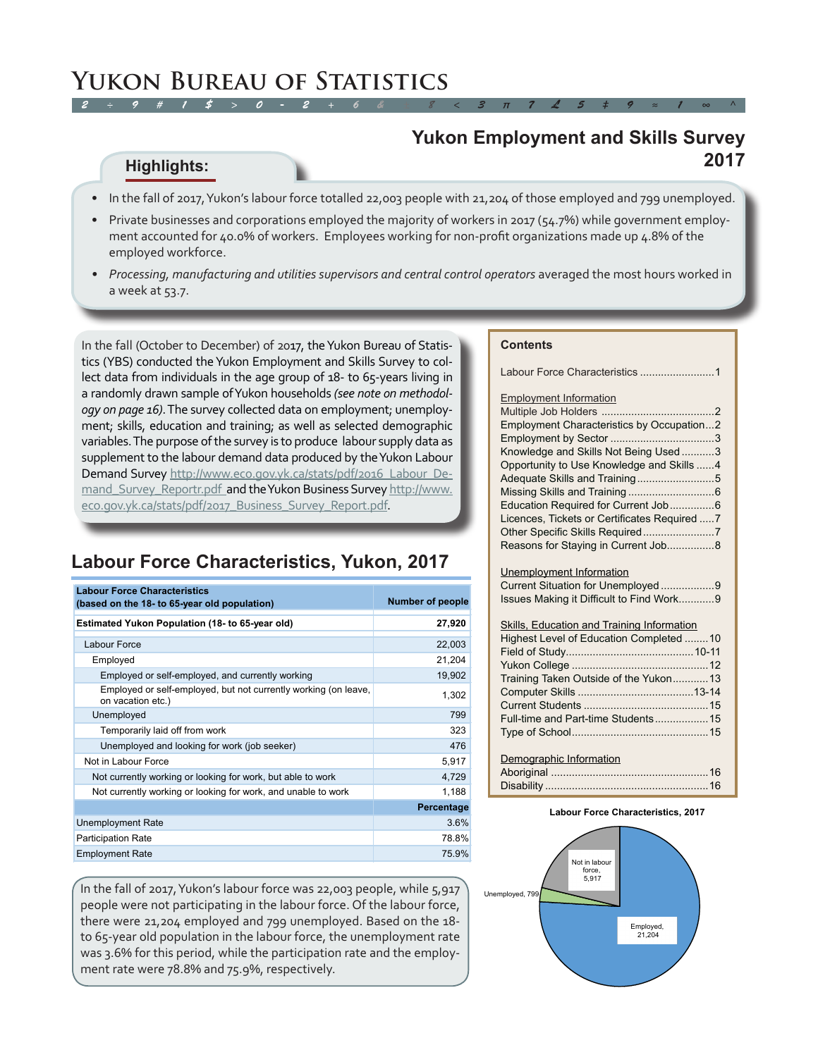# Yukon Bureau of Statistics

## Yukon Employment and Skills Survey 2017

### Highlights:

- In the fall of 2017, Yukon's labour force totalled 22,003 people with 21,204 of those employed and 799 unemployed.
- Private businesses and corporations employed the majority of workers in 2017 (54.7%) while government employment accounted for 40.0% of workers. Employees working for non-profit organizations made up 4.8% of the employed workforce.
- *Processing, manufacturing and utilities supervisors and central control operators* averaged the most hours worked in a week at 53.7.

In the fall (October to December) of 2017, the Yukon Bureau of Statistics (YBS) conducted the Yukon Employment and Skills Survey to collect data from individuals in the age group of 18- to 65-years living in a randomly drawn sample of Yukon households *(see note on methodology on page 16)*. The survey collected data on employment; unemployment; skills, education and training; as well as selected demographic variables. The purpose of the survey is to produce labour supply data as supplement to the labour demand data produced by the Yukon Labour Demand Survey http://www.eco.gov.yk.ca/stats/pdf/2016_Labour_Demand_Survey_Reportr.pdf and the Yukon Business Survey http://www.eco.gov.yk.ca/stats/pdf/2017_Business_Survey_Report.pdf.

**Contents**

Labour Force Characteristics ......1

Employment Information
- Multiple Job Holders ......2
- Employment Characteristics by Occupation...2
- Employment by Sector ......3
- Knowledge and Skills Not Being Used ......3
- Opportunity to Use Knowledge and Skills ......4
- Adequate Skills and Training ......5
- Missing Skills and Training ......6
- Education Required for Current Job ......6
- Licences, Tickets or Certificates Required ......7
- Other Specific Skills Required ......7
- Reasons for Staying in Current Job ......8

Unemployment Information
- Current Situation for Unemployed ......9
- Issues Making it Difficult to Find Work......9

Skills, Education and Training Information
- Highest Level of Education Completed ......10
- Field of Study......10-11
- Yukon College ......12
- Training Taken Outside of the Yukon......13
- Computer Skills ......13-14
- Current Students ......15
- Full-time and Part-time Students......15
- Type of School......15

Demographic Information
- Aboriginal ......16
- Disability ......16

## Labour Force Characteristics, Yukon, 2017

| Labour Force Characteristics (based on the 18- to 65-year old population) | Number of people |
|---|---|
| **Estimated Yukon Population (18- to 65-year old)** | **27,920** |
| Labour Force | 22,003 |
| Employed | 21,204 |
| Employed or self-employed, and currently working | 19,902 |
| Employed or self-employed, but not currently working (on leave, on vacation etc.) | 1,302 |
| Unemployed | 799 |
| Temporarily laid off from work | 323 |
| Unemployed and looking for work (job seeker) | 476 |
| Not in Labour Force | 5,917 |
| Not currently working or looking for work, but able to work | 4,729 |
| Not currently working or looking for work, and unable to work | 1,188 |
| | **Percentage** |
| Unemployment Rate | 3.6% |
| Participation Rate | 78.8% |
| Employment Rate | 75.9% |

In the fall of 2017, Yukon's labour force was 22,003 people, while 5,917 people were not participating in the labour force. Of the labour force, there were 21,204 employed and 799 unemployed. Based on the 18- to 65-year old population in the labour force, the unemployment rate was 3.6% for this period, while the participation rate and the employment rate were 78.8% and 75.9%, respectively.

**Labour Force Characteristics, 2017**

Not in labour force, 5,917; Unemployed, 799; Employed, 21,204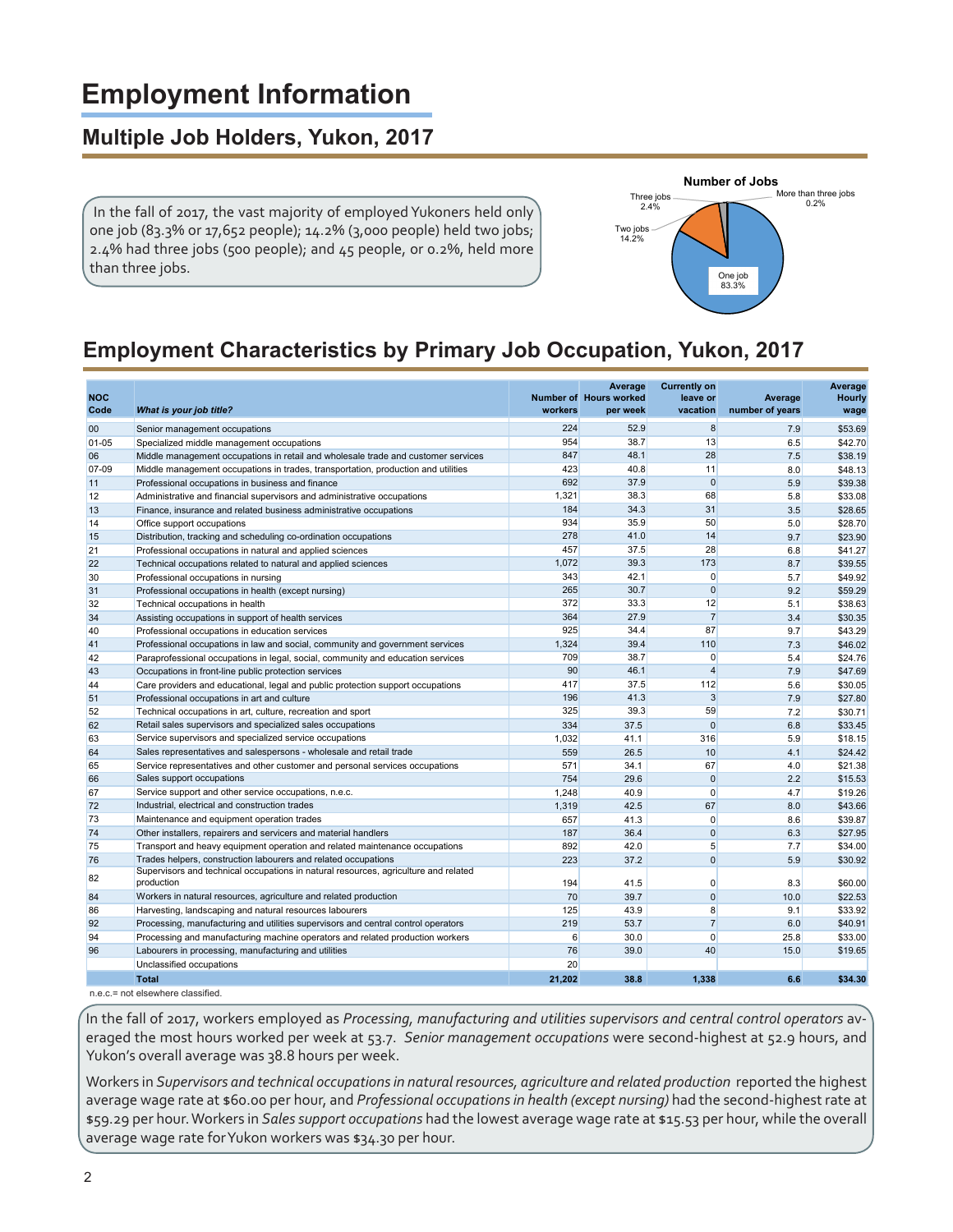# Employment Information

## Multiple Job Holders, Yukon, 2017

In the fall of 2017, the vast majority of employed Yukoners held only one job (83.3% or 17,652 people); 14.2% (3,000 people) held two jobs; 2.4% had three jobs (500 people); and 45 people, or 0.2%, held more than three jobs.

**Number of Jobs**

- One job 83.3%
- Two jobs 14.2%
- Three jobs 2.4%
- More than three jobs 0.2%

## Employment Characteristics by Primary Job Occupation, Yukon, 2017

| NOC Code | *What is your job title?* | Number of workers | Average Hours worked per week | Currently on leave or vacation | Average number of years | Average Hourly wage |
|---|---|---|---|---|---|---|
| 00 | Senior management occupations | 224 | 52.9 | 8 | 7.9 | $53.69 |
| 01-05 | Specialized middle management occupations | 954 | 38.7 | 13 | 6.5 | $42.70 |
| 06 | Middle management occupations in retail and wholesale trade and customer services | 847 | 48.1 | 28 | 7.5 | $38.19 |
| 07-09 | Middle management occupations in trades, transportation, production and utilities | 423 | 40.8 | 11 | 8.0 | $48.13 |
| 11 | Professional occupations in business and finance | 692 | 37.9 | 0 | 5.9 | $39.38 |
| 12 | Administrative and financial supervisors and administrative occupations | 1,321 | 38.3 | 68 | 5.8 | $33.08 |
| 13 | Finance, insurance and related business administrative occupations | 184 | 34.3 | 31 | 3.5 | $28.65 |
| 14 | Office support occupations | 934 | 35.9 | 50 | 5.0 | $28.70 |
| 15 | Distribution, tracking and scheduling co-ordination occupations | 278 | 41.0 | 14 | 9.7 | $23.90 |
| 21 | Professional occupations in natural and applied sciences | 457 | 37.5 | 28 | 6.8 | $41.27 |
| 22 | Technical occupations related to natural and applied sciences | 1,072 | 39.3 | 173 | 8.7 | $39.55 |
| 30 | Professional occupations in nursing | 343 | 42.1 | 0 | 5.7 | $49.92 |
| 31 | Professional occupations in health (except nursing) | 265 | 30.7 | 0 | 9.2 | $59.29 |
| 32 | Technical occupations in health | 372 | 33.3 | 12 | 5.1 | $38.63 |
| 34 | Assisting occupations in support of health services | 364 | 27.9 | 7 | 3.4 | $30.35 |
| 40 | Professional occupations in education services | 925 | 34.4 | 87 | 9.7 | $43.29 |
| 41 | Professional occupations in law and social, community and government services | 1,324 | 39.4 | 110 | 7.3 | $46.02 |
| 42 | Paraprofessional occupations in legal, social, community and education services | 709 | 38.7 | 0 | 5.4 | $24.76 |
| 43 | Occupations in front-line public protection services | 90 | 46.1 | 4 | 7.9 | $47.69 |
| 44 | Care providers and educational, legal and public protection support occupations | 417 | 37.5 | 112 | 5.6 | $30.05 |
| 51 | Professional occupations in art and culture | 196 | 41.3 | 3 | 7.9 | $27.80 |
| 52 | Technical occupations in art, culture, recreation and sport | 325 | 39.3 | 59 | 7.2 | $30.71 |
| 62 | Retail sales supervisors and specialized sales occupations | 334 | 37.5 | 0 | 6.8 | $33.45 |
| 63 | Service supervisors and specialized service occupations | 1,032 | 41.1 | 316 | 5.9 | $18.15 |
| 64 | Sales representatives and salespersons - wholesale and retail trade | 559 | 26.5 | 10 | 4.1 | $24.42 |
| 65 | Service representatives and other customer and personal services occupations | 571 | 34.1 | 67 | 4.0 | $21.38 |
| 66 | Sales support occupations | 754 | 29.6 | 0 | 2.2 | $15.53 |
| 67 | Service support and other service occupations, n.e.c. | 1,248 | 40.9 | 0 | 4.7 | $19.26 |
| 72 | Industrial, electrical and construction trades | 1,319 | 42.5 | 67 | 8.0 | $43.66 |
| 73 | Maintenance and equipment operation trades | 657 | 41.3 | 0 | 8.6 | $39.87 |
| 74 | Other installers, repairers and servicers and material handlers | 187 | 36.4 | 0 | 6.3 | $27.95 |
| 75 | Transport and heavy equipment operation and related maintenance occupations | 892 | 42.0 | 5 | 7.7 | $34.00 |
| 76 | Trades helpers, construction labourers and related occupations | 223 | 37.2 | 0 | 5.9 | $30.92 |
| 82 | Supervisors and technical occupations in natural resources, agriculture and related production | 194 | 41.5 | 0 | 8.3 | $60.00 |
| 84 | Workers in natural resources, agriculture and related production | 70 | 39.7 | 0 | 10.0 | $22.53 |
| 86 | Harvesting, landscaping and natural resources labourers | 125 | 43.9 | 8 | 9.1 | $33.92 |
| 92 | Processing, manufacturing and utilities supervisors and central control operators | 219 | 53.7 | 7 | 6.0 | $40.91 |
| 94 | Processing and manufacturing machine operators and related production workers | 6 | 30.0 | 0 | 25.8 | $33.00 |
| 96 | Labourers in processing, manufacturing and utilities | 76 | 39.0 | 40 | 15.0 | $19.65 |
| | Unclassified occupations | 20 | | | | |
| | **Total** | **21,202** | **38.8** | **1,338** | **6.6** | **$34.30** |

n.e.c.= not elsewhere classified.

In the fall of 2017, workers employed as *Processing, manufacturing and utilities supervisors and central control operators* averaged the most hours worked per week at 53.7. *Senior management occupations* were second-highest at 52.9 hours, and Yukon's overall average was 38.8 hours per week.

Workers in *Supervisors and technical occupations in natural resources, agriculture and related production* reported the highest average wage rate at $60.00 per hour, and *Professional occupations in health (except nursing)* had the second-highest rate at $59.29 per hour. Workers in *Sales support occupations* had the lowest average wage rate at $15.53 per hour, while the overall average wage rate for Yukon workers was $34.30 per hour.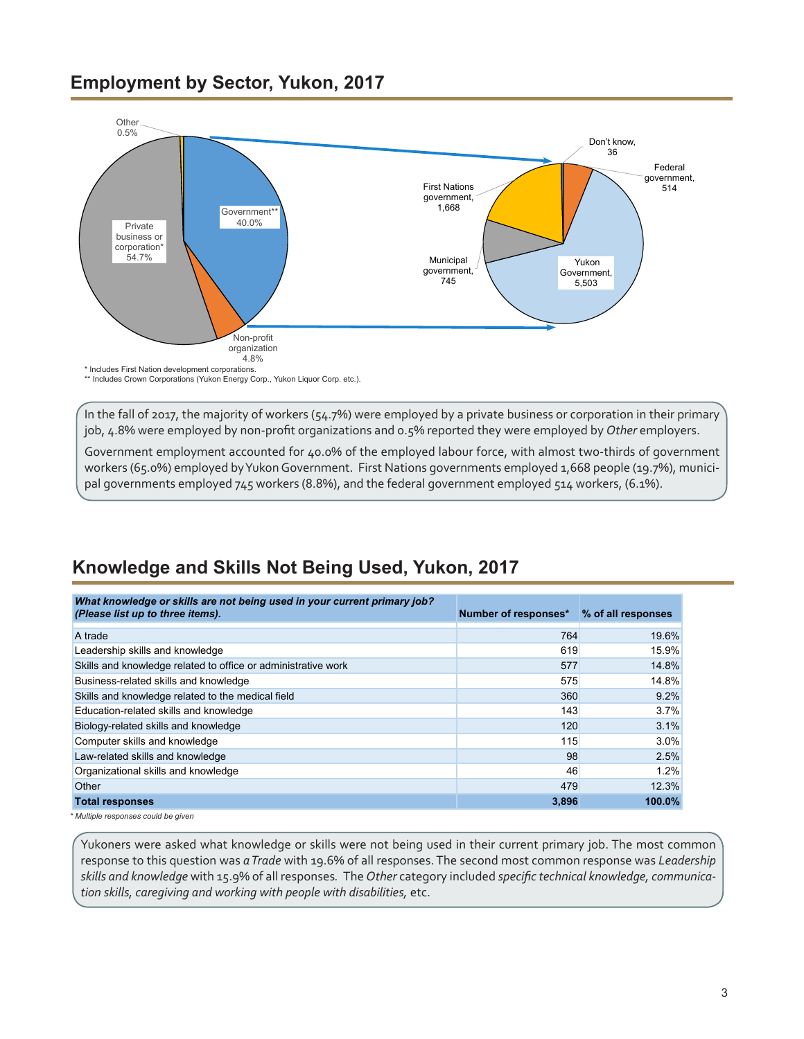## Employment by Sector, Yukon, 2017

Other 0.5%

Private business or corporation* 54.7%

Government** 40.0%

Non-profit organization 4.8%

Don't know, 36

Federal government, 514

First Nations government, 1,668

Municipal government, 745

Yukon Government, 5,503

\* Includes First Nation development corporations.
\*\* Includes Crown Corporations (Yukon Energy Corp., Yukon Liquor Corp. etc.).

In the fall of 2017, the majority of workers (54.7%) were employed by a private business or corporation in their primary job, 4.8% were employed by non-profit organizations and 0.5% reported they were employed by *Other* employers.

Government employment accounted for 40.0% of the employed labour force, with almost two-thirds of government workers (65.0%) employed by Yukon Government. First Nations governments employed 1,668 people (19.7%), municipal governments employed 745 workers (8.8%), and the federal government employed 514 workers, (6.1%).

## Knowledge and Skills Not Being Used, Yukon, 2017

| ***What knowledge or skills are not being used in your current primary job? (Please list up to three items).*** | **Number of responses*** | **% of all responses** |
|---|---|---|
| A trade | 764 | 19.6% |
| Leadership skills and knowledge | 619 | 15.9% |
| Skills and knowledge related to office or administrative work | 577 | 14.8% |
| Business-related skills and knowledge | 575 | 14.8% |
| Skills and knowledge related to the medical field | 360 | 9.2% |
| Education-related skills and knowledge | 143 | 3.7% |
| Biology-related skills and knowledge | 120 | 3.1% |
| Computer skills and knowledge | 115 | 3.0% |
| Law-related skills and knowledge | 98 | 2.5% |
| Organizational skills and knowledge | 46 | 1.2% |
| Other | 479 | 12.3% |
| **Total responses** | **3,896** | **100.0%** |

*\* Multiple responses could be given*

Yukoners were asked what knowledge or skills were not being used in their current primary job. The most common response to this question was *a Trade* with 19.6% of all responses. The second most common response was *Leadership skills and knowledge* with 15.9% of all responses. The *Other* category included *specific technical knowledge, communication skills, caregiving and working with people with disabilities,* etc.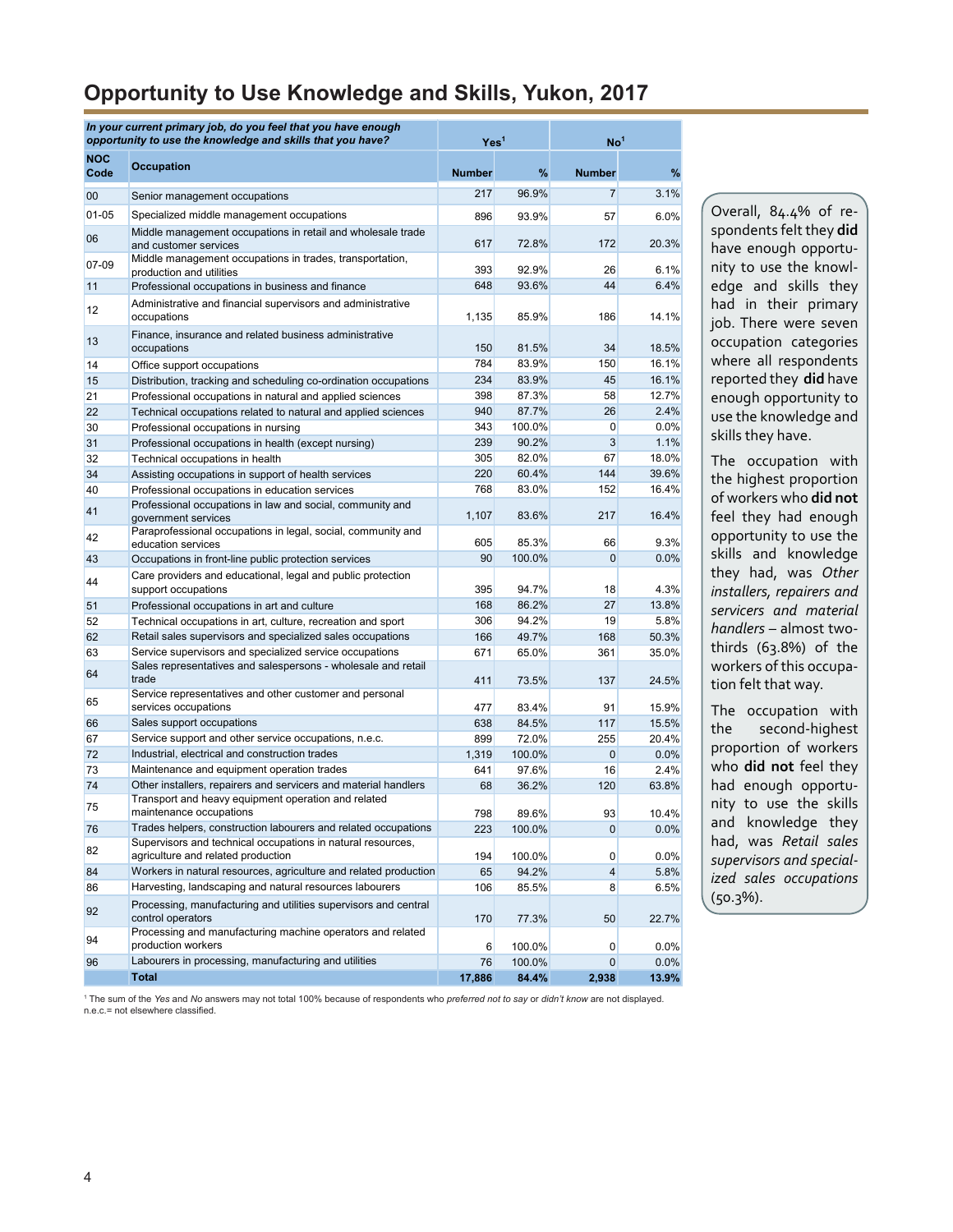# Opportunity to Use Knowledge and Skills, Yukon, 2017

| *In your current primary job, do you feel that you have enough opportunity to use the knowledge and skills that you have?* | | Yes[1] | | No[1] | |
|---|---|---|---|---|---|
| **NOC Code** | **Occupation** | **Number** | **%** | **Number** | **%** |
| 00 | Senior management occupations | 217 | 96.9% | 7 | 3.1% |
| 01-05 | Specialized middle management occupations | 896 | 93.9% | 57 | 6.0% |
| 06 | Middle management occupations in retail and wholesale trade and customer services | 617 | 72.8% | 172 | 20.3% |
| 07-09 | Middle management occupations in trades, transportation, production and utilities | 393 | 92.9% | 26 | 6.1% |
| 11 | Professional occupations in business and finance | 648 | 93.6% | 44 | 6.4% |
| 12 | Administrative and financial supervisors and administrative occupations | 1,135 | 85.9% | 186 | 14.1% |
| 13 | Finance, insurance and related business administrative occupations | 150 | 81.5% | 34 | 18.5% |
| 14 | Office support occupations | 784 | 83.9% | 150 | 16.1% |
| 15 | Distribution, tracking and scheduling co-ordination occupations | 234 | 83.9% | 45 | 16.1% |
| 21 | Professional occupations in natural and applied sciences | 398 | 87.3% | 58 | 12.7% |
| 22 | Technical occupations related to natural and applied sciences | 940 | 87.7% | 26 | 2.4% |
| 30 | Professional occupations in nursing | 343 | 100.0% | 0 | 0.0% |
| 31 | Professional occupations in health (except nursing) | 239 | 90.2% | 3 | 1.1% |
| 32 | Technical occupations in health | 305 | 82.0% | 67 | 18.0% |
| 34 | Assisting occupations in support of health services | 220 | 60.4% | 144 | 39.6% |
| 40 | Professional occupations in education services | 768 | 83.0% | 152 | 16.4% |
| 41 | Professional occupations in law and social, community and government services | 1,107 | 83.6% | 217 | 16.4% |
| 42 | Paraprofessional occupations in legal, social, community and education services | 605 | 85.3% | 66 | 9.3% |
| 43 | Occupations in front-line public protection services | 90 | 100.0% | 0 | 0.0% |
| 44 | Care providers and educational, legal and public protection support occupations | 395 | 94.7% | 18 | 4.3% |
| 51 | Professional occupations in art and culture | 168 | 86.2% | 27 | 13.8% |
| 52 | Technical occupations in art, culture, recreation and sport | 306 | 94.2% | 19 | 5.8% |
| 62 | Retail sales supervisors and specialized sales occupations | 166 | 49.7% | 168 | 50.3% |
| 63 | Service supervisors and specialized service occupations | 671 | 65.0% | 361 | 35.0% |
| 64 | Sales representatives and salespersons - wholesale and retail trade | 411 | 73.5% | 137 | 24.5% |
| 65 | Service representatives and other customer and personal services occupations | 477 | 83.4% | 91 | 15.9% |
| 66 | Sales support occupations | 638 | 84.5% | 117 | 15.5% |
| 67 | Service support and other service occupations, n.e.c. | 899 | 72.0% | 255 | 20.4% |
| 72 | Industrial, electrical and construction trades | 1,319 | 100.0% | 0 | 0.0% |
| 73 | Maintenance and equipment operation trades | 641 | 97.6% | 16 | 2.4% |
| 74 | Other installers, repairers and servicers and material handlers | 68 | 36.2% | 120 | 63.8% |
| 75 | Transport and heavy equipment operation and related maintenance occupations | 798 | 89.6% | 93 | 10.4% |
| 76 | Trades helpers, construction labourers and related occupations | 223 | 100.0% | 0 | 0.0% |
| 82 | Supervisors and technical occupations in natural resources, agriculture and related production | 194 | 100.0% | 0 | 0.0% |
| 84 | Workers in natural resources, agriculture and related production | 65 | 94.2% | 4 | 5.8% |
| 86 | Harvesting, landscaping and natural resources labourers | 106 | 85.5% | 8 | 6.5% |
| 92 | Processing, manufacturing and utilities supervisors and central control operators | 170 | 77.3% | 50 | 22.7% |
| 94 | Processing and manufacturing machine operators and related production workers | 6 | 100.0% | 0 | 0.0% |
| 96 | Labourers in processing, manufacturing and utilities | 76 | 100.0% | 0 | 0.0% |
| | **Total** | **17,886** | **84.4%** | **2,938** | **13.9%** |

[1] The sum of the *Yes* and *No* answers may not total 100% because of respondents who *preferred not to say* or *didn't know* are not displayed.
n.e.c.= not elsewhere classified.

Overall, 84.4% of respondents felt they **did** have enough opportunity to use the knowledge and skills they had in their primary job. There were seven occupation categories where all respondents reported they **did** have enough opportunity to use the knowledge and skills they have.

The occupation with the highest proportion of workers who **did not** feel they had enough opportunity to use the skills and knowledge they had, was *Other installers, repairers and servicers and material handlers* – almost two-thirds (63.8%) of the workers of this occupation felt that way.

The occupation with the second-highest proportion of workers who **did not** feel they had enough opportunity to use the skills and knowledge they had, was *Retail sales supervisors and specialized sales occupations* (50.3%).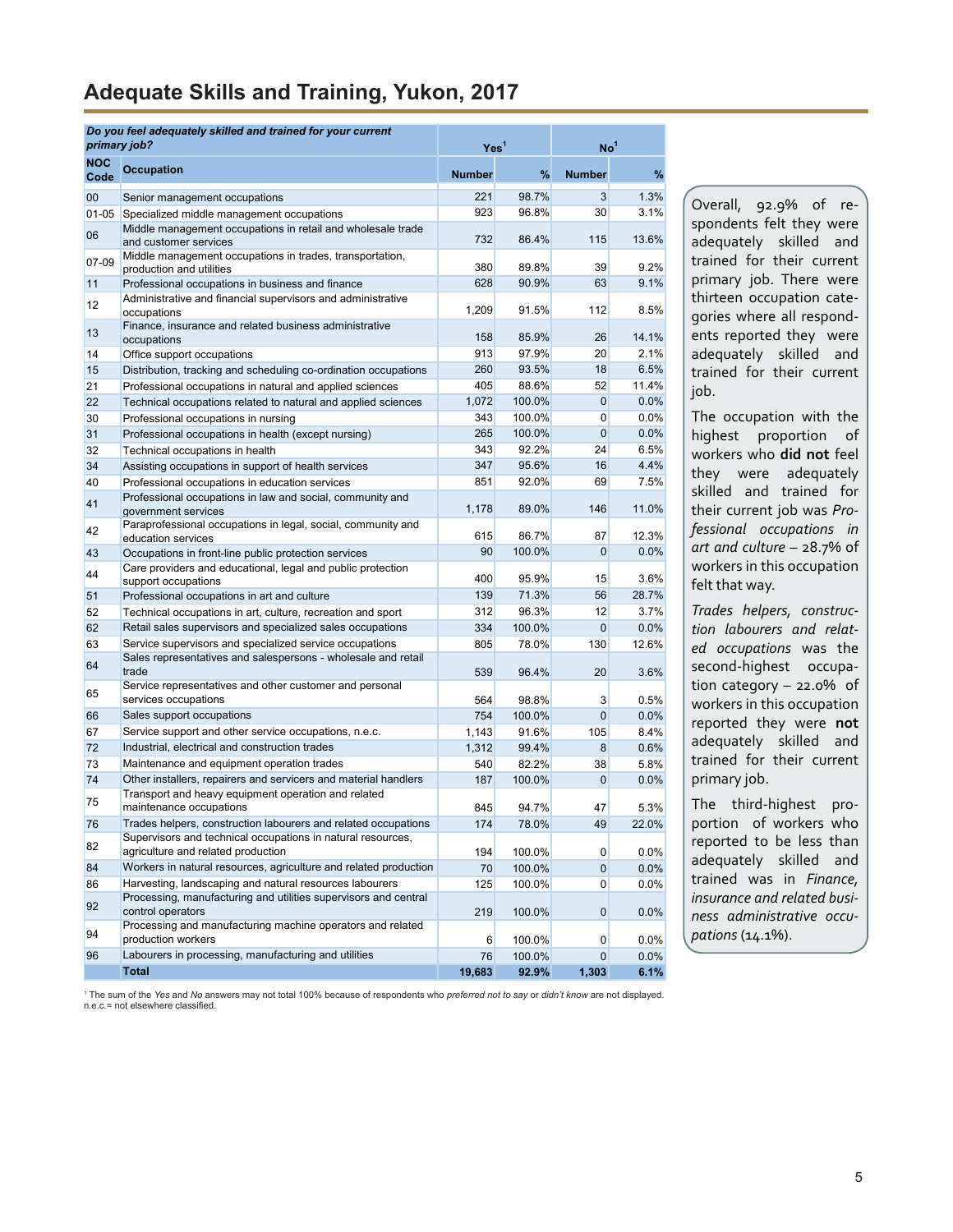# Adequate Skills and Training, Yukon, 2017

| ***Do you feel adequately skilled and trained for your current primary job?*** | | Yes[1] | | No[1] | |
|---|---|---|---|---|---|
| **NOC Code** | **Occupation** | **Number** | **%** | **Number** | **%** |
| 00 | Senior management occupations | 221 | 98.7% | 3 | 1.3% |
| 01-05 | Specialized middle management occupations | 923 | 96.8% | 30 | 3.1% |
| 06 | Middle management occupations in retail and wholesale trade and customer services | 732 | 86.4% | 115 | 13.6% |
| 07-09 | Middle management occupations in trades, transportation, production and utilities | 380 | 89.8% | 39 | 9.2% |
| 11 | Professional occupations in business and finance | 628 | 90.9% | 63 | 9.1% |
| 12 | Administrative and financial supervisors and administrative occupations | 1,209 | 91.5% | 112 | 8.5% |
| 13 | Finance, insurance and related business administrative occupations | 158 | 85.9% | 26 | 14.1% |
| 14 | Office support occupations | 913 | 97.9% | 20 | 2.1% |
| 15 | Distribution, tracking and scheduling co-ordination occupations | 260 | 93.5% | 18 | 6.5% |
| 21 | Professional occupations in natural and applied sciences | 405 | 88.6% | 52 | 11.4% |
| 22 | Technical occupations related to natural and applied sciences | 1,072 | 100.0% | 0 | 0.0% |
| 30 | Professional occupations in nursing | 343 | 100.0% | 0 | 0.0% |
| 31 | Professional occupations in health (except nursing) | 265 | 100.0% | 0 | 0.0% |
| 32 | Technical occupations in health | 343 | 92.2% | 24 | 6.5% |
| 34 | Assisting occupations in support of health services | 347 | 95.6% | 16 | 4.4% |
| 40 | Professional occupations in education services | 851 | 92.0% | 69 | 7.5% |
| 41 | Professional occupations in law and social, community and government services | 1,178 | 89.0% | 146 | 11.0% |
| 42 | Paraprofessional occupations in legal, social, community and education services | 615 | 86.7% | 87 | 12.3% |
| 43 | Occupations in front-line public protection services | 90 | 100.0% | 0 | 0.0% |
| 44 | Care providers and educational, legal and public protection support occupations | 400 | 95.9% | 15 | 3.6% |
| 51 | Professional occupations in art and culture | 139 | 71.3% | 56 | 28.7% |
| 52 | Technical occupations in art, culture, recreation and sport | 312 | 96.3% | 12 | 3.7% |
| 62 | Retail sales supervisors and specialized sales occupations | 334 | 100.0% | 0 | 0.0% |
| 63 | Service supervisors and specialized service occupations | 805 | 78.0% | 130 | 12.6% |
| 64 | Sales representatives and salespersons - wholesale and retail trade | 539 | 96.4% | 20 | 3.6% |
| 65 | Service representatives and other customer and personal services occupations | 564 | 98.8% | 3 | 0.5% |
| 66 | Sales support occupations | 754 | 100.0% | 0 | 0.0% |
| 67 | Service support and other service occupations, n.e.c. | 1,143 | 91.6% | 105 | 8.4% |
| 72 | Industrial, electrical and construction trades | 1,312 | 99.4% | 8 | 0.6% |
| 73 | Maintenance and equipment operation trades | 540 | 82.2% | 38 | 5.8% |
| 74 | Other installers, repairers and servicers and material handlers | 187 | 100.0% | 0 | 0.0% |
| 75 | Transport and heavy equipment operation and related maintenance occupations | 845 | 94.7% | 47 | 5.3% |
| 76 | Trades helpers, construction labourers and related occupations | 174 | 78.0% | 49 | 22.0% |
| 82 | Supervisors and technical occupations in natural resources, agriculture and related production | 194 | 100.0% | 0 | 0.0% |
| 84 | Workers in natural resources, agriculture and related production | 70 | 100.0% | 0 | 0.0% |
| 86 | Harvesting, landscaping and natural resources labourers | 125 | 100.0% | 0 | 0.0% |
| 92 | Processing, manufacturing and utilities supervisors and central control operators | 219 | 100.0% | 0 | 0.0% |
| 94 | Processing and manufacturing machine operators and related production workers | 6 | 100.0% | 0 | 0.0% |
| 96 | Labourers in processing, manufacturing and utilities | 76 | 100.0% | 0 | 0.0% |
| | **Total** | **19,683** | **92.9%** | **1,303** | **6.1%** |

[1] The sum of the *Yes* and *No* answers may not total 100% because of respondents who *preferred not to say* or *didn't know* are not displayed.
n.e.c.= not elsewhere classified.

Overall, 92.9% of respondents felt they were adequately skilled and trained for their current primary job. There were thirteen occupation categories where all respondents reported they were adequately skilled and trained for their current job.

The occupation with the highest proportion of workers who **did not** feel they were adequately skilled and trained for their current job was *Professional occupations in art and culture* – 28.7% of workers in this occupation felt that way.

*Trades helpers, construction labourers and related occupations* was the second-highest occupation category – 22.0% of workers in this occupation reported they were **not** adequately skilled and trained for their current primary job.

The third-highest proportion of workers who reported to be less than adequately skilled and trained was in *Finance, insurance and related business administrative occupations* (14.1%).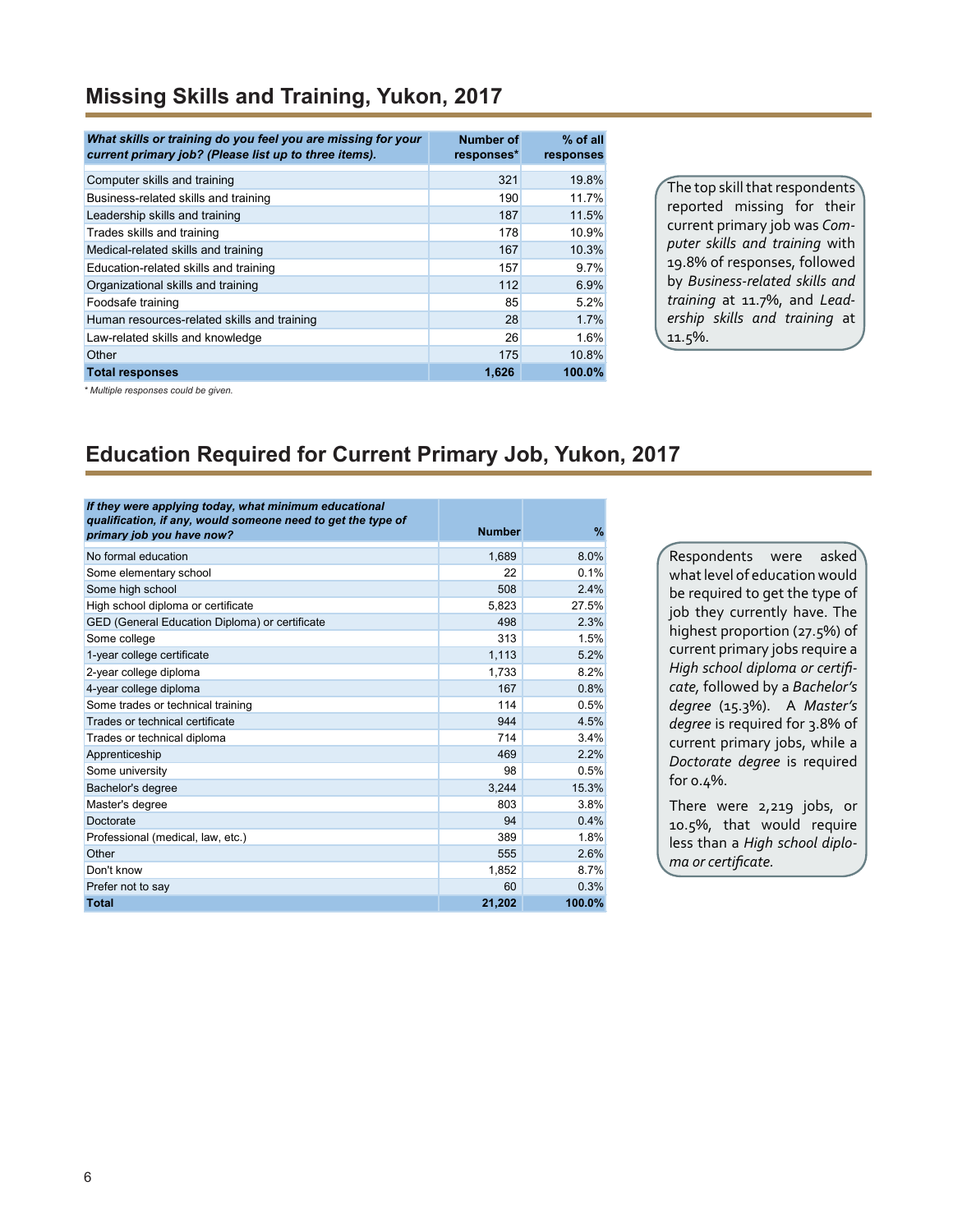## Missing Skills and Training, Yukon, 2017

| *What skills or training do you feel you are missing for your current primary job? (Please list up to three items).* | Number of responses* | % of all responses |
|---|---|---|
| Computer skills and training | 321 | 19.8% |
| Business-related skills and training | 190 | 11.7% |
| Leadership skills and training | 187 | 11.5% |
| Trades skills and training | 178 | 10.9% |
| Medical-related skills and training | 167 | 10.3% |
| Education-related skills and training | 157 | 9.7% |
| Organizational skills and training | 112 | 6.9% |
| Foodsafe training | 85 | 5.2% |
| Human resources-related skills and training | 28 | 1.7% |
| Law-related skills and knowledge | 26 | 1.6% |
| Other | 175 | 10.8% |
| **Total responses** | **1,626** | **100.0%** |

*\* Multiple responses could be given.*

The top skill that respondents reported missing for their current primary job was *Computer skills and training* with 19.8% of responses, followed by *Business-related skills and training* at 11.7%, and *Leadership skills and training* at 11.5%.

## Education Required for Current Primary Job, Yukon, 2017

| *If they were applying today, what minimum educational qualification, if any, would someone need to get the type of primary job you have now?* | Number | % |
|---|---|---|
| No formal education | 1,689 | 8.0% |
| Some elementary school | 22 | 0.1% |
| Some high school | 508 | 2.4% |
| High school diploma or certificate | 5,823 | 27.5% |
| GED (General Education Diploma) or certificate | 498 | 2.3% |
| Some college | 313 | 1.5% |
| 1-year college certificate | 1,113 | 5.2% |
| 2-year college diploma | 1,733 | 8.2% |
| 4-year college diploma | 167 | 0.8% |
| Some trades or technical training | 114 | 0.5% |
| Trades or technical certificate | 944 | 4.5% |
| Trades or technical diploma | 714 | 3.4% |
| Apprenticeship | 469 | 2.2% |
| Some university | 98 | 0.5% |
| Bachelor's degree | 3,244 | 15.3% |
| Master's degree | 803 | 3.8% |
| Doctorate | 94 | 0.4% |
| Professional (medical, law, etc.) | 389 | 1.8% |
| Other | 555 | 2.6% |
| Don't know | 1,852 | 8.7% |
| Prefer not to say | 60 | 0.3% |
| **Total** | **21,202** | **100.0%** |

Respondents were asked what level of education would be required to get the type of job they currently have. The highest proportion (27.5%) of current primary jobs require a *High school diploma or certificate*, followed by a *Bachelor's degree* (15.3%). A *Master's degree* is required for 3.8% of current primary jobs, while a *Doctorate degree* is required for 0.4%.

There were 2,219 jobs, or 10.5%, that would require less than a *High school diploma or certificate.*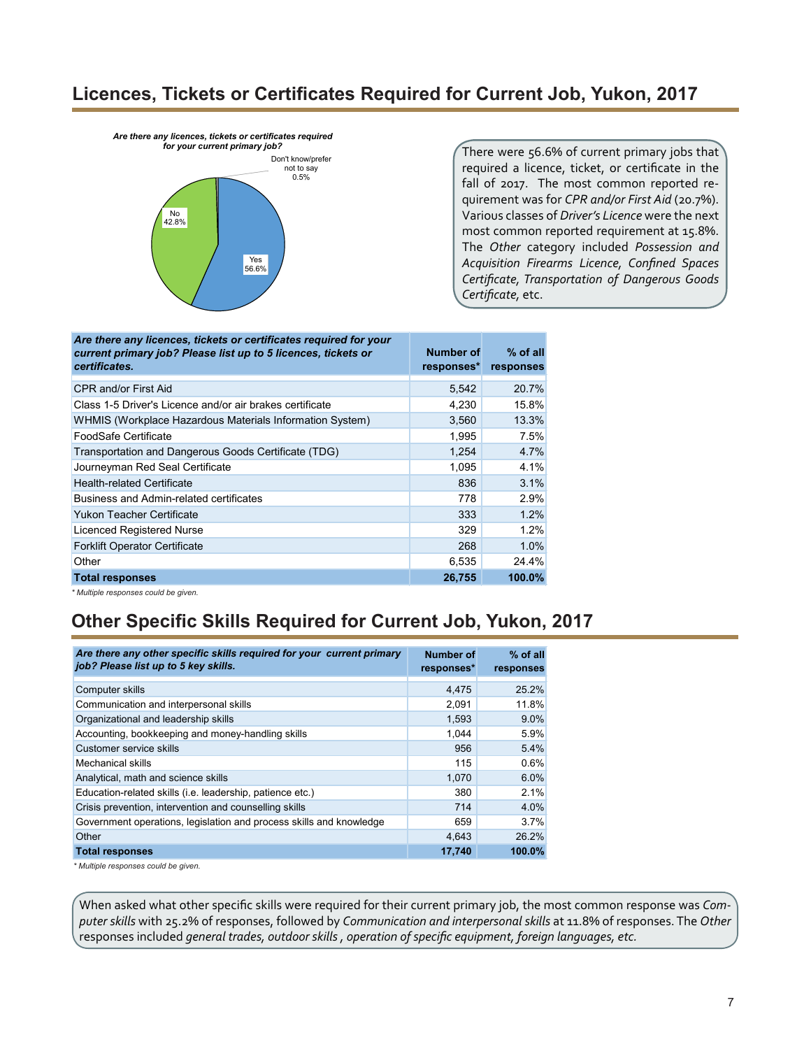## Licences, Tickets or Certificates Required for Current Job, Yukon, 2017

*Are there any licences, tickets or certificates required for your current primary job?*

Yes 56.6%
No 42.8%
Don't know/prefer not to say 0.5%

There were 56.6% of current primary jobs that required a licence, ticket, or certificate in the fall of 2017. The most common reported requirement was for *CPR and/or First Aid* (20.7%). Various classes of *Driver's Licence* were the next most common reported requirement at 15.8%. The *Other* category included *Possession and Acquisition Firearms Licence, Confined Spaces Certificate, Transportation of Dangerous Goods Certificate*, etc.

| *Are there any licences, tickets or certificates required for your current primary job? Please list up to 5 licences, tickets or certificates.* | Number of responses* | % of all responses |
|---|---|---|
| CPR and/or First Aid | 5,542 | 20.7% |
| Class 1-5 Driver's Licence and/or air brakes certificate | 4,230 | 15.8% |
| WHMIS (Workplace Hazardous Materials Information System) | 3,560 | 13.3% |
| FoodSafe Certificate | 1,995 | 7.5% |
| Transportation and Dangerous Goods Certificate (TDG) | 1,254 | 4.7% |
| Journeyman Red Seal Certificate | 1,095 | 4.1% |
| Health-related Certificate | 836 | 3.1% |
| Business and Admin-related certificates | 778 | 2.9% |
| Yukon Teacher Certificate | 333 | 1.2% |
| Licenced Registered Nurse | 329 | 1.2% |
| Forklift Operator Certificate | 268 | 1.0% |
| Other | 6,535 | 24.4% |
| **Total responses** | **26,755** | **100.0%** |

*\* Multiple responses could be given.*

## Other Specific Skills Required for Current Job, Yukon, 2017

| *Are there any other specific skills required for your current primary job? Please list up to 5 key skills.* | Number of responses* | % of all responses |
|---|---|---|
| Computer skills | 4,475 | 25.2% |
| Communication and interpersonal skills | 2,091 | 11.8% |
| Organizational and leadership skills | 1,593 | 9.0% |
| Accounting, bookkeeping and money-handling skills | 1,044 | 5.9% |
| Customer service skills | 956 | 5.4% |
| Mechanical skills | 115 | 0.6% |
| Analytical, math and science skills | 1,070 | 6.0% |
| Education-related skills (i.e. leadership, patience etc.) | 380 | 2.1% |
| Crisis prevention, intervention and counselling skills | 714 | 4.0% |
| Government operations, legislation and process skills and knowledge | 659 | 3.7% |
| Other | 4,643 | 26.2% |
| **Total responses** | **17,740** | **100.0%** |

*\* Multiple responses could be given.*

When asked what other specific skills were required for their current primary job, the most common response was *Computer skills* with 25.2% of responses, followed by *Communication and interpersonal skills* at 11.8% of responses. The *Other* responses included *general trades, outdoor skills , operation of specific equipment, foreign languages, etc.*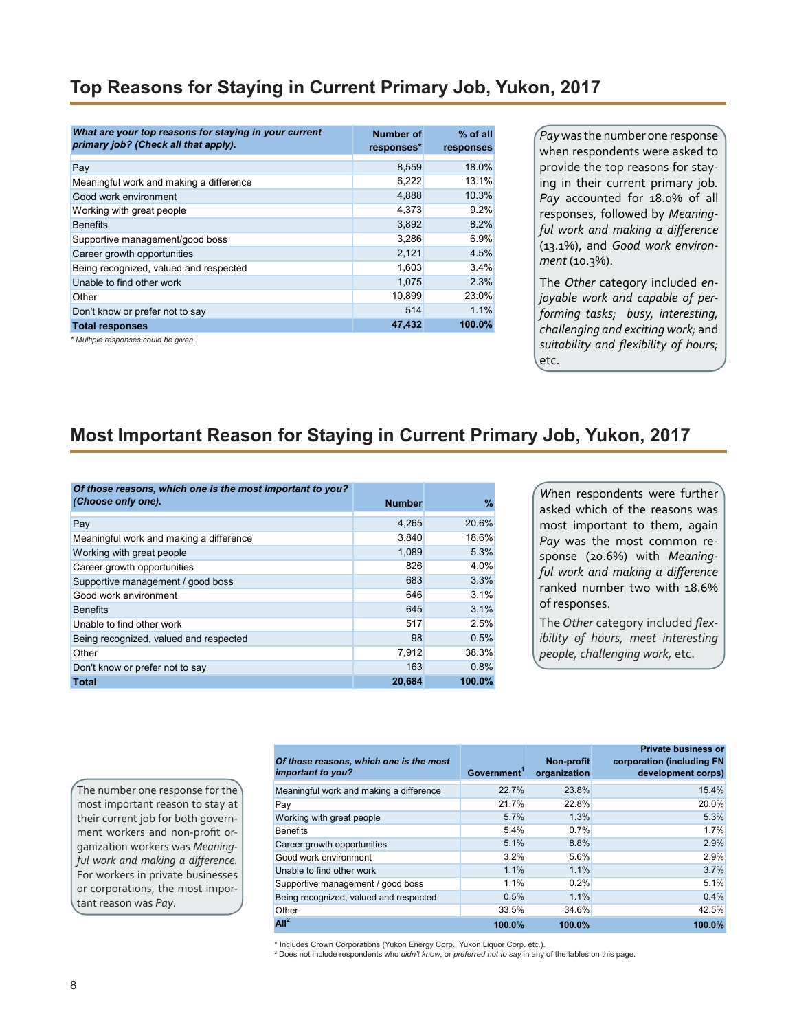## Top Reasons for Staying in Current Primary Job, Yukon, 2017

| *What are your top reasons for staying in your current primary job? (Check all that apply).* | Number of responses* | % of all responses |
|---|---|---|
| Pay | 8,559 | 18.0% |
| Meaningful work and making a difference | 6,222 | 13.1% |
| Good work environment | 4,888 | 10.3% |
| Working with great people | 4,373 | 9.2% |
| Benefits | 3,892 | 8.2% |
| Supportive management/good boss | 3,286 | 6.9% |
| Career growth opportunities | 2,121 | 4.5% |
| Being recognized, valued and respected | 1,603 | 3.4% |
| Unable to find other work | 1,075 | 2.3% |
| Other | 10,899 | 23.0% |
| Don't know or prefer not to say | 514 | 1.1% |
| **Total responses** | **47,432** | **100.0%** |

*\* Multiple responses could be given.*

*Pay* was the number one response when respondents were asked to provide the top reasons for staying in their current primary job. *Pay* accounted for 18.0% of all responses, followed by *Meaningful work and making a difference* (13.1%), and *Good work environment* (10.3%).

The *Other* category included *enjoyable work and capable of performing tasks; busy, interesting, challenging and exciting work;* and *suitability and flexibility of hours;* etc.

## Most Important Reason for Staying in Current Primary Job, Yukon, 2017

| *Of those reasons, which one is the most important to you? (Choose only one).* | Number | % |
|---|---|---|
| Pay | 4,265 | 20.6% |
| Meaningful work and making a difference | 3,840 | 18.6% |
| Working with great people | 1,089 | 5.3% |
| Career growth opportunities | 826 | 4.0% |
| Supportive management / good boss | 683 | 3.3% |
| Good work environment | 646 | 3.1% |
| Benefits | 645 | 3.1% |
| Unable to find other work | 517 | 2.5% |
| Being recognized, valued and respected | 98 | 0.5% |
| Other | 7,912 | 38.3% |
| Don't know or prefer not to say | 163 | 0.8% |
| **Total** | **20,684** | **100.0%** |

When respondents were further asked which of the reasons was most important to them, again *Pay* was the most common response (20.6%) with *Meaningful work and making a difference* ranked number two with 18.6% of responses.

The *Other* category included *flexibility of hours, meet interesting people, challenging work,* etc.

| *Of those reasons, which one is the most important to you?* | Government[1] | Non-profit organization | Private business or corporation (including FN development corps) |
|---|---|---|---|
| Meaningful work and making a difference | 22.7% | 23.8% | 15.4% |
| Pay | 21.7% | 22.8% | 20.0% |
| Working with great people | 5.7% | 1.3% | 5.3% |
| Benefits | 5.4% | 0.7% | 1.7% |
| Career growth opportunities | 5.1% | 8.8% | 2.9% |
| Good work environment | 3.2% | 5.6% | 2.9% |
| Unable to find other work | 1.1% | 1.1% | 3.7% |
| Supportive management / good boss | 1.1% | 0.2% | 5.1% |
| Being recognized, valued and respected | 0.5% | 1.1% | 0.4% |
| Other | 33.5% | 34.6% | 42.5% |
| **All[2]** | **100.0%** | **100.0%** | **100.0%** |

The number one response for the most important reason to stay at their current job for both government workers and non-profit organization workers was *Meaningful work and making a difference.* For workers in private businesses or corporations, the most important reason was *Pay*.

\* Includes Crown Corporations (Yukon Energy Corp., Yukon Liquor Corp. etc.).
[2] Does not include respondents who *didn't know*, or *preferred not to say* in any of the tables on this page.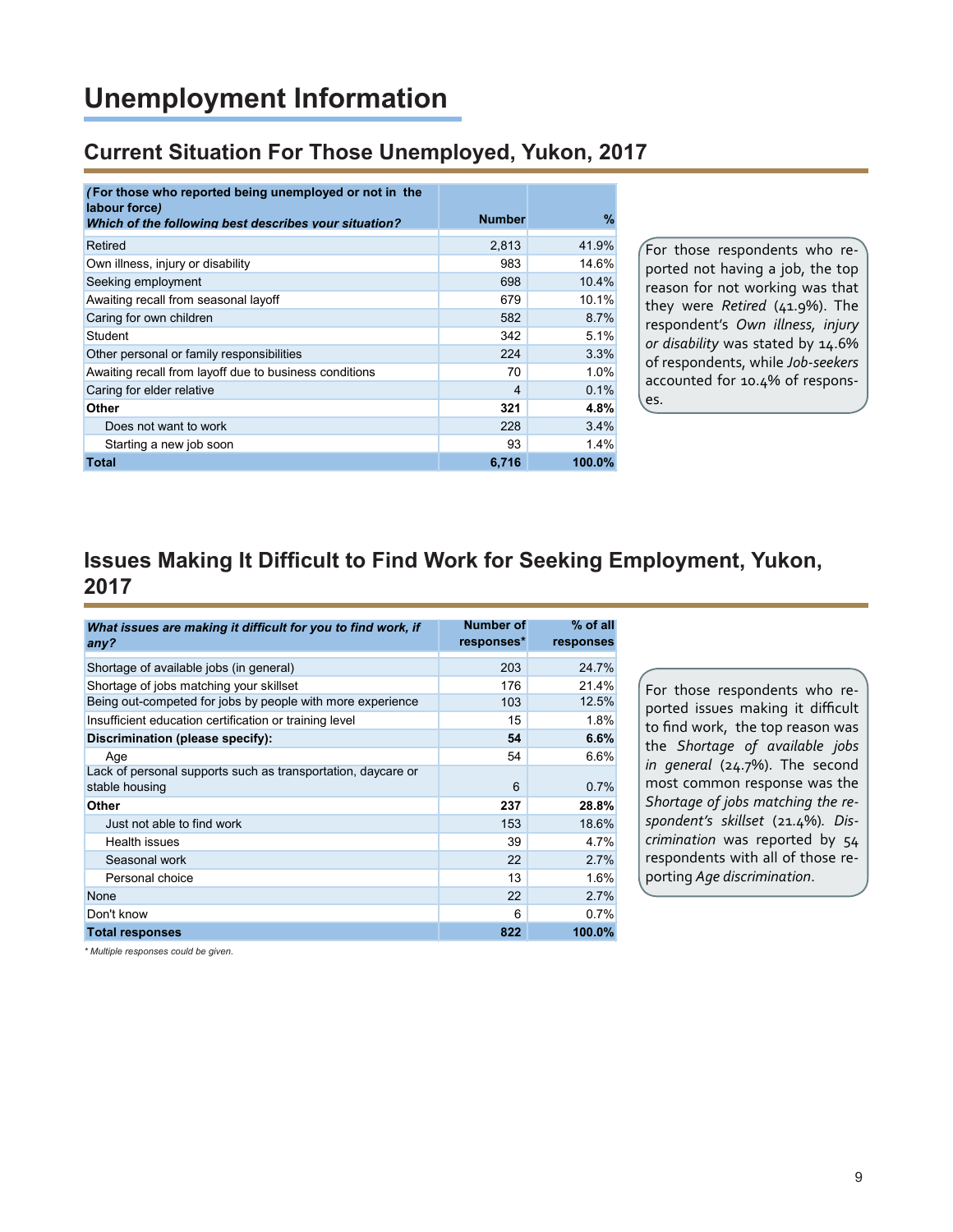# Unemployment Information

## Current Situation For Those Unemployed, Yukon, 2017

| *(For those who reported being unemployed or not in the labour force)* ***Which of the following best describes your situation?*** | Number | % |
|---|---|---|
| Retired | 2,813 | 41.9% |
| Own illness, injury or disability | 983 | 14.6% |
| Seeking employment | 698 | 10.4% |
| Awaiting recall from seasonal layoff | 679 | 10.1% |
| Caring for own children | 582 | 8.7% |
| Student | 342 | 5.1% |
| Other personal or family responsibilities | 224 | 3.3% |
| Awaiting recall from layoff due to business conditions | 70 | 1.0% |
| Caring for elder relative | 4 | 0.1% |
| **Other** | **321** | **4.8%** |
| Does not want to work | 228 | 3.4% |
| Starting a new job soon | 93 | 1.4% |
| **Total** | **6,716** | **100.0%** |

For those respondents who reported not having a job, the top reason for not working was that they were *Retired* (41.9%). The respondent's *Own illness, injury or disability* was stated by 14.6% of respondents, while *Job-seekers* accounted for 10.4% of responses.

## Issues Making It Difficult to Find Work for Seeking Employment, Yukon, 2017

| ***What issues are making it difficult for you to find work, if any?*** | Number of responses* | % of all responses |
|---|---|---|
| Shortage of available jobs (in general) | 203 | 24.7% |
| Shortage of jobs matching your skillset | 176 | 21.4% |
| Being out-competed for jobs by people with more experience | 103 | 12.5% |
| Insufficient education certification or training level | 15 | 1.8% |
| **Discrimination (please specify):** | **54** | **6.6%** |
| Age | 54 | 6.6% |
| Lack of personal supports such as transportation, daycare or stable housing | 6 | 0.7% |
| **Other** | **237** | **28.8%** |
| Just not able to find work | 153 | 18.6% |
| Health issues | 39 | 4.7% |
| Seasonal work | 22 | 2.7% |
| Personal choice | 13 | 1.6% |
| None | 22 | 2.7% |
| Don't know | 6 | 0.7% |
| **Total responses** | **822** | **100.0%** |

*\* Multiple responses could be given.*

For those respondents who reported issues making it difficult to find work, the top reason was the *Shortage of available jobs in general* (24.7%). The second most common response was the *Shortage of jobs matching the respondent's skillset* (21.4%). *Discrimination* was reported by 54 respondents with all of those reporting *Age discrimination*.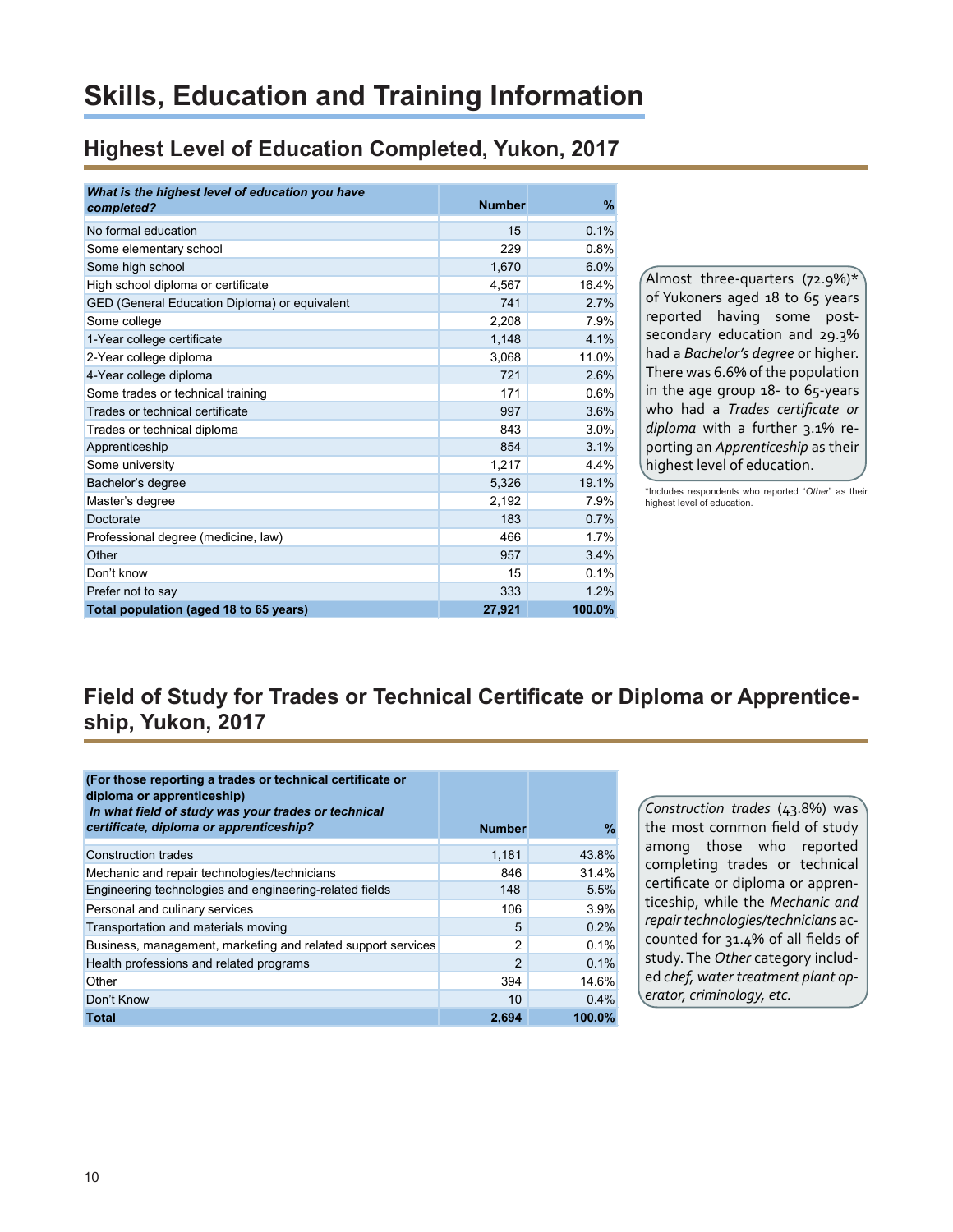# Skills, Education and Training Information

## Highest Level of Education Completed, Yukon, 2017

| ***What is the highest level of education you have completed?*** | **Number** | **%** |
|---|---|---|
| No formal education | 15 | 0.1% |
| Some elementary school | 229 | 0.8% |
| Some high school | 1,670 | 6.0% |
| High school diploma or certificate | 4,567 | 16.4% |
| GED (General Education Diploma) or equivalent | 741 | 2.7% |
| Some college | 2,208 | 7.9% |
| 1-Year college certificate | 1,148 | 4.1% |
| 2-Year college diploma | 3,068 | 11.0% |
| 4-Year college diploma | 721 | 2.6% |
| Some trades or technical training | 171 | 0.6% |
| Trades or technical certificate | 997 | 3.6% |
| Trades or technical diploma | 843 | 3.0% |
| Apprenticeship | 854 | 3.1% |
| Some university | 1,217 | 4.4% |
| Bachelor's degree | 5,326 | 19.1% |
| Master's degree | 2,192 | 7.9% |
| Doctorate | 183 | 0.7% |
| Professional degree (medicine, law) | 466 | 1.7% |
| Other | 957 | 3.4% |
| Don't know | 15 | 0.1% |
| Prefer not to say | 333 | 1.2% |
| **Total population (aged 18 to 65 years)** | **27,921** | **100.0%** |

Almost three-quarters (72.9%)* of Yukoners aged 18 to 65 years reported having some post-secondary education and 29.3% had a *Bachelor's degree* or higher. There was 6.6% of the population in the age group 18- to 65-years who had a *Trades certificate or diploma* with a further 3.1% reporting an *Apprenticeship* as their highest level of education.

*Includes respondents who reported "*Other*" as their highest level of education.

## Field of Study for Trades or Technical Certificate or Diploma or Apprenticeship, Yukon, 2017

| **(For those reporting a trades or technical certificate or diploma or apprenticeship)** ***In what field of study was your trades or technical certificate, diploma or apprenticeship?*** | **Number** | **%** |
|---|---|---|
| Construction trades | 1,181 | 43.8% |
| Mechanic and repair technologies/technicians | 846 | 31.4% |
| Engineering technologies and engineering-related fields | 148 | 5.5% |
| Personal and culinary services | 106 | 3.9% |
| Transportation and materials moving | 5 | 0.2% |
| Business, management, marketing and related support services | 2 | 0.1% |
| Health professions and related programs | 2 | 0.1% |
| Other | 394 | 14.6% |
| Don't Know | 10 | 0.4% |
| **Total** | **2,694** | **100.0%** |

*Construction trades* (43.8%) was the most common field of study among those who reported completing trades or technical certificate or diploma or apprenticeship, while the *Mechanic and repair technologies/technicians* accounted for 31.4% of all fields of study. The *Other* category included *chef, water treatment plant operator, criminology, etc.*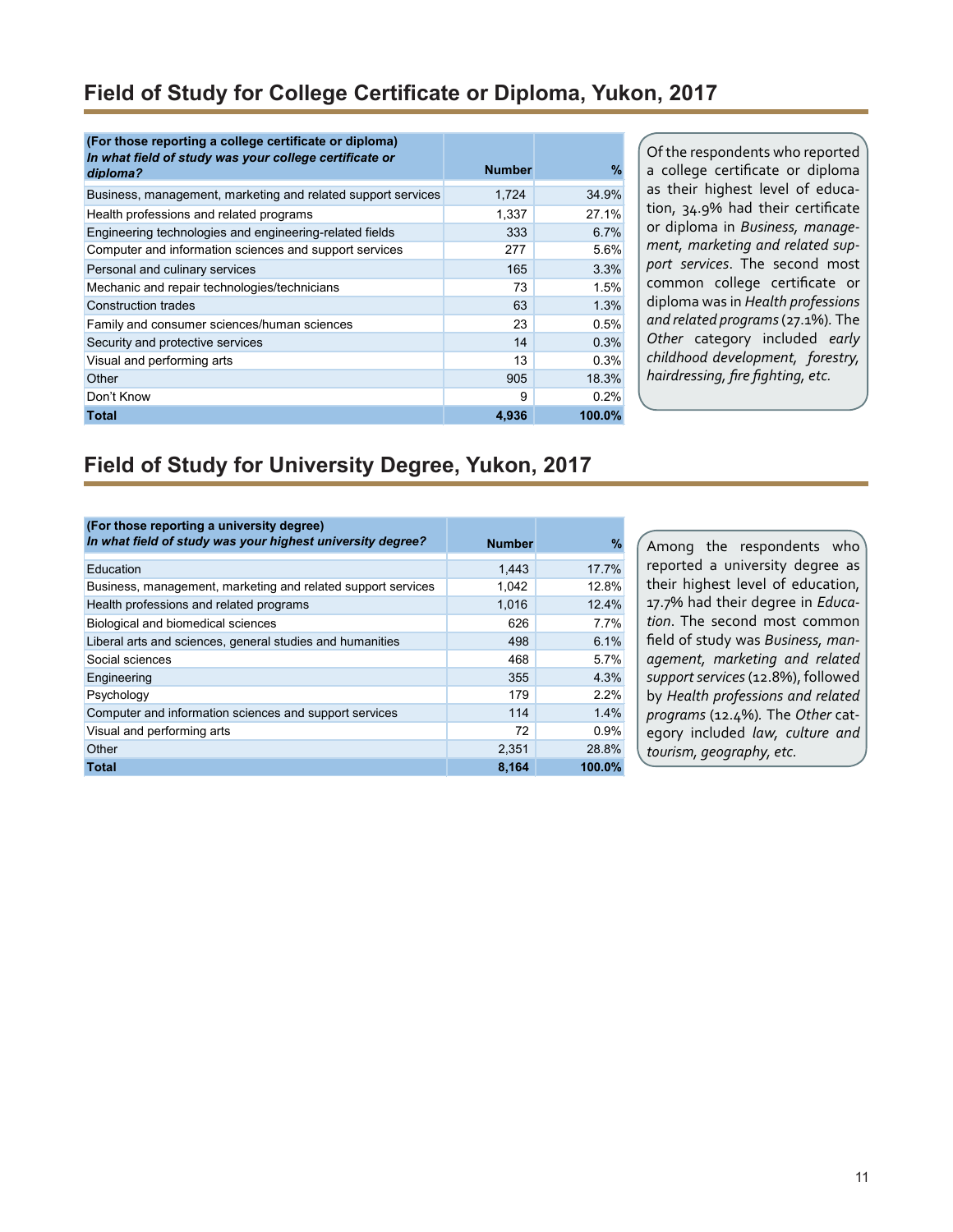## Field of Study for College Certificate or Diploma, Yukon, 2017

| **(For those reporting a college certificate or diploma)** ***In what field of study was your college certificate or diploma?*** | **Number** | **%** |
|---|---|---|
| Business, management, marketing and related support services | 1,724 | 34.9% |
| Health professions and related programs | 1,337 | 27.1% |
| Engineering technologies and engineering-related fields | 333 | 6.7% |
| Computer and information sciences and support services | 277 | 5.6% |
| Personal and culinary services | 165 | 3.3% |
| Mechanic and repair technologies/technicians | 73 | 1.5% |
| Construction trades | 63 | 1.3% |
| Family and consumer sciences/human sciences | 23 | 0.5% |
| Security and protective services | 14 | 0.3% |
| Visual and performing arts | 13 | 0.3% |
| Other | 905 | 18.3% |
| Don't Know | 9 | 0.2% |
| **Total** | **4,936** | **100.0%** |

Of the respondents who reported a college certificate or diploma as their highest level of education, 34.9% had their certificate or diploma in *Business, management, marketing and related support services*. The second most common college certificate or diploma was in *Health professions and related programs* (27.1%). The *Other* category included *early childhood development, forestry, hairdressing, fire fighting, etc.*

## Field of Study for University Degree, Yukon, 2017

| **(For those reporting a university degree)** ***In what field of study was your highest university degree?*** | **Number** | **%** |
|---|---|---|
| Education | 1,443 | 17.7% |
| Business, management, marketing and related support services | 1,042 | 12.8% |
| Health professions and related programs | 1,016 | 12.4% |
| Biological and biomedical sciences | 626 | 7.7% |
| Liberal arts and sciences, general studies and humanities | 498 | 6.1% |
| Social sciences | 468 | 5.7% |
| Engineering | 355 | 4.3% |
| Psychology | 179 | 2.2% |
| Computer and information sciences and support services | 114 | 1.4% |
| Visual and performing arts | 72 | 0.9% |
| Other | 2,351 | 28.8% |
| **Total** | **8,164** | **100.0%** |

Among the respondents who reported a university degree as their highest level of education, 17.7% had their degree in *Education*. The second most common field of study was *Business, management, marketing and related support services* (12.8%), followed by *Health professions and related programs* (12.4%). The *Other* category included *law, culture and tourism, geography, etc.*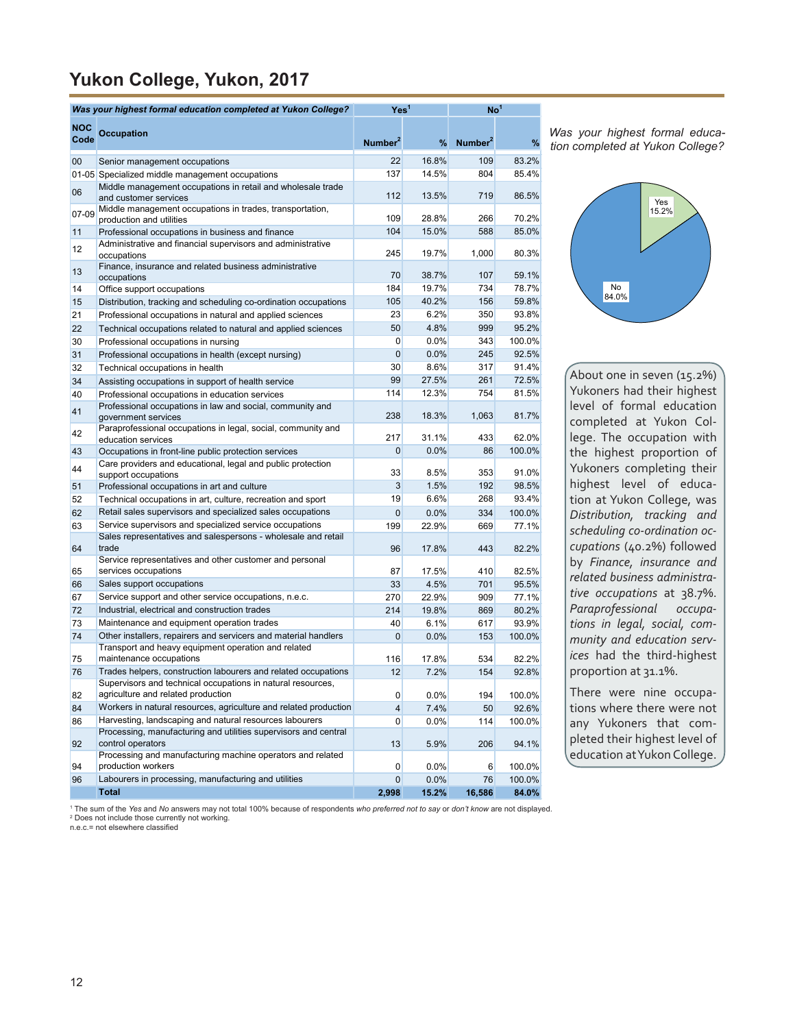# Yukon College, Yukon, 2017

| NOC Code | Occupation | Yes[1] | | No[1] | |
|---|---|---|---|---|---|
| | *Was your highest formal education completed at Yukon College?* | Number[2] | % | Number[2] | % |
| 00 | Senior management occupations | 22 | 16.8% | 109 | 83.2% |
| 01-05 | Specialized middle management occupations | 137 | 14.5% | 804 | 85.4% |
| 06 | Middle management occupations in retail and wholesale trade and customer services | 112 | 13.5% | 719 | 86.5% |
| 07-09 | Middle management occupations in trades, transportation, production and utilities | 109 | 28.8% | 266 | 70.2% |
| 11 | Professional occupations in business and finance | 104 | 15.0% | 588 | 85.0% |
| 12 | Administrative and financial supervisors and administrative occupations | 245 | 19.7% | 1,000 | 80.3% |
| 13 | Finance, insurance and related business administrative occupations | 70 | 38.7% | 107 | 59.1% |
| 14 | Office support occupations | 184 | 19.7% | 734 | 78.7% |
| 15 | Distribution, tracking and scheduling co-ordination occupations | 105 | 40.2% | 156 | 59.8% |
| 21 | Professional occupations in natural and applied sciences | 23 | 6.2% | 350 | 93.8% |
| 22 | Technical occupations related to natural and applied sciences | 50 | 4.8% | 999 | 95.2% |
| 30 | Professional occupations in nursing | 0 | 0.0% | 343 | 100.0% |
| 31 | Professional occupations in health (except nursing) | 0 | 0.0% | 245 | 92.5% |
| 32 | Technical occupations in health | 30 | 8.6% | 317 | 91.4% |
| 34 | Assisting occupations in support of health service | 99 | 27.5% | 261 | 72.5% |
| 40 | Professional occupations in education services | 114 | 12.3% | 754 | 81.5% |
| 41 | Professional occupations in law and social, community and government services | 238 | 18.3% | 1,063 | 81.7% |
| 42 | Paraprofessional occupations in legal, social, community and education services | 217 | 31.1% | 433 | 62.0% |
| 43 | Occupations in front-line public protection services | 0 | 0.0% | 86 | 100.0% |
| 44 | Care providers and educational, legal and public protection support occupations | 33 | 8.5% | 353 | 91.0% |
| 51 | Professional occupations in art and culture | 3 | 1.5% | 192 | 98.5% |
| 52 | Technical occupations in art, culture, recreation and sport | 19 | 6.6% | 268 | 93.4% |
| 62 | Retail sales supervisors and specialized sales occupations | 0 | 0.0% | 334 | 100.0% |
| 63 | Service supervisors and specialized service occupations | 199 | 22.9% | 669 | 77.1% |
| 64 | Sales representatives and salespersons - wholesale and retail trade | 96 | 17.8% | 443 | 82.2% |
| 65 | Service representatives and other customer and personal services occupations | 87 | 17.5% | 410 | 82.5% |
| 66 | Sales support occupations | 33 | 4.5% | 701 | 95.5% |
| 67 | Service support and other service occupations, n.e.c. | 270 | 22.9% | 909 | 77.1% |
| 72 | Industrial, electrical and construction trades | 214 | 19.8% | 869 | 80.2% |
| 73 | Maintenance and equipment operation trades | 40 | 6.1% | 617 | 93.9% |
| 74 | Other installers, repairers and servicers and material handlers | 0 | 0.0% | 153 | 100.0% |
| 75 | Transport and heavy equipment operation and related maintenance occupations | 116 | 17.8% | 534 | 82.2% |
| 76 | Trades helpers, construction labourers and related occupations | 12 | 7.2% | 154 | 92.8% |
| 82 | Supervisors and technical occupations in natural resources, agriculture and related production | 0 | 0.0% | 194 | 100.0% |
| 84 | Workers in natural resources, agriculture and related production | 4 | 7.4% | 50 | 92.6% |
| 86 | Harvesting, landscaping and natural resources labourers | 0 | 0.0% | 114 | 100.0% |
| 92 | Processing, manufacturing and utilities supervisors and central control operators | 13 | 5.9% | 206 | 94.1% |
| 94 | Processing and manufacturing machine operators and related production workers | 0 | 0.0% | 6 | 100.0% |
| 96 | Labourers in processing, manufacturing and utilities | 0 | 0.0% | 76 | 100.0% |
| | **Total** | **2,998** | **15.2%** | **16,586** | **84.0%** |

[1] The sum of the *Yes* and *No* answers may not total 100% because of respondents *who preferred not to say* or *don't know* are not displayed.
[2] Does not include those currently not working.
n.e.c.= not elsewhere classified

*Was your highest formal education completed at Yukon College?*

Yes 15.2%
No 84.0%

About one in seven (15.2%) Yukoners had their highest level of formal education completed at Yukon College. The occupation with the highest proportion of Yukoners completing their highest level of education at Yukon College, was *Distribution, tracking and scheduling co-ordination occupations* (40.2%) followed by *Finance, insurance and related business administrative occupations* at 38.7%. *Paraprofessional occupations in legal, social, community and education services* had the third-highest proportion at 31.1%.

There were nine occupations where there were not any Yukoners that completed their highest level of education at Yukon College.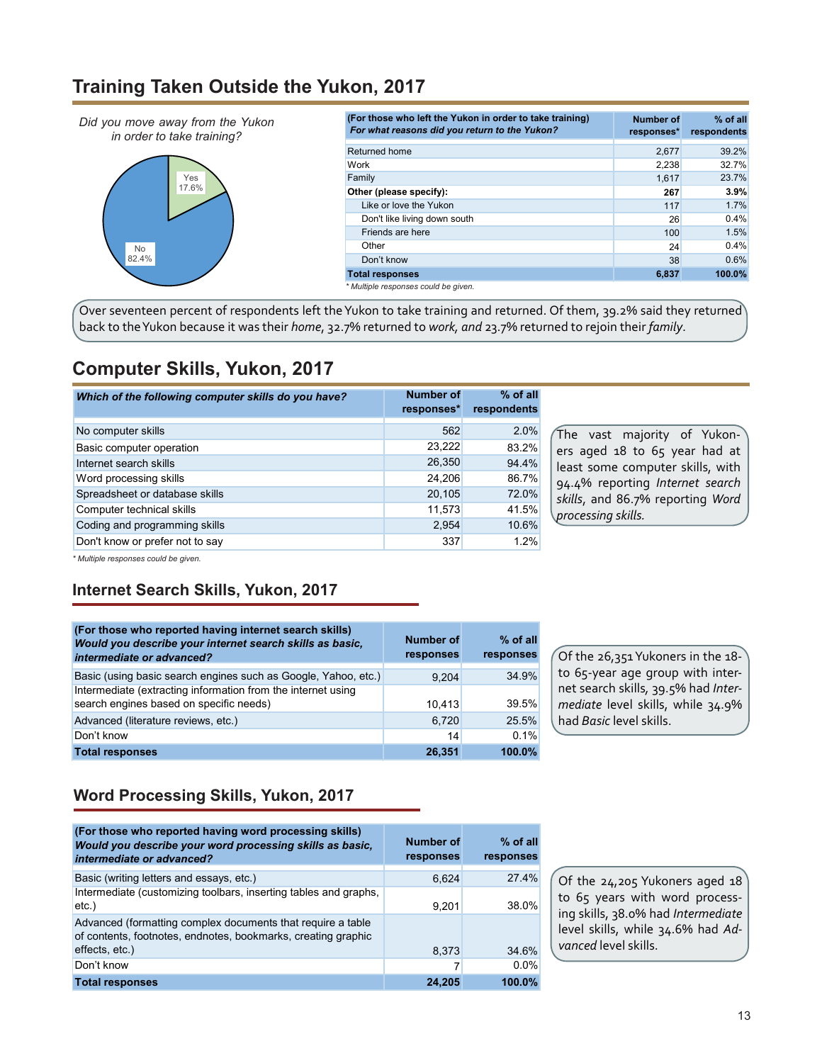## Training Taken Outside the Yukon, 2017

*Did you move away from the Yukon in order to take training?*

Yes 17.6%
No 82.4%

| (For those who left the Yukon in order to take training) *For what reasons did you return to the Yukon?* | Number of responses* | % of all respondents |
|---|---|---|
| Returned home | 2,677 | 39.2% |
| Work | 2,238 | 32.7% |
| Family | 1,617 | 23.7% |
| **Other (please specify):** | **267** | **3.9%** |
| Like or love the Yukon | 117 | 1.7% |
| Don't like living down south | 26 | 0.4% |
| Friends are here | 100 | 1.5% |
| Other | 24 | 0.4% |
| Don't know | 38 | 0.6% |
| **Total responses** | **6,837** | **100.0%** |

*\* Multiple responses could be given.*

Over seventeen percent of respondents left the Yukon to take training and returned. Of them, 39.2% said they returned back to the Yukon because it was their *home*, 32.7% returned to *work, and* 23.7% returned to rejoin their *family*.

## Computer Skills, Yukon, 2017

| *Which of the following computer skills do you have?* | Number of responses* | % of all respondents |
|---|---|---|
| No computer skills | 562 | 2.0% |
| Basic computer operation | 23,222 | 83.2% |
| Internet search skills | 26,350 | 94.4% |
| Word processing skills | 24,206 | 86.7% |
| Spreadsheet or database skills | 20,105 | 72.0% |
| Computer technical skills | 11,573 | 41.5% |
| Coding and programming skills | 2,954 | 10.6% |
| Don't know or prefer not to say | 337 | 1.2% |

*\* Multiple responses could be given.*

The vast majority of Yukoners aged 18 to 65 year had at least some computer skills, with 94.4% reporting *Internet search skills*, and 86.7% reporting *Word processing skills.*

### Internet Search Skills, Yukon, 2017

| (For those who reported having internet search skills) *Would you describe your internet search skills as basic, intermediate or advanced?* | Number of responses | % of all responses |
|---|---|---|
| Basic (using basic search engines such as Google, Yahoo, etc.) | 9,204 | 34.9% |
| Intermediate (extracting information from the internet using search engines based on specific needs) | 10,413 | 39.5% |
| Advanced (literature reviews, etc.) | 6,720 | 25.5% |
| Don't know | 14 | 0.1% |
| **Total responses** | **26,351** | **100.0%** |

Of the 26,351 Yukoners in the 18- to 65-year age group with internet search skills, 39.5% had *Intermediate* level skills, while 34.9% had *Basic* level skills.

### Word Processing Skills, Yukon, 2017

| (For those who reported having word processing skills) *Would you describe your word processing skills as basic, intermediate or advanced?* | Number of responses | % of all responses |
|---|---|---|
| Basic (writing letters and essays, etc.) | 6,624 | 27.4% |
| Intermediate (customizing toolbars, inserting tables and graphs, etc.) | 9,201 | 38.0% |
| Advanced (formatting complex documents that require a table of contents, footnotes, endnotes, bookmarks, creating graphic effects, etc.) | 8,373 | 34.6% |
| Don't know | 7 | 0.0% |
| **Total responses** | **24,205** | **100.0%** |

Of the 24,205 Yukoners aged 18 to 65 years with word processing skills, 38.0% had *Intermediate* level skills, while 34.6% had *Advanced* level skills.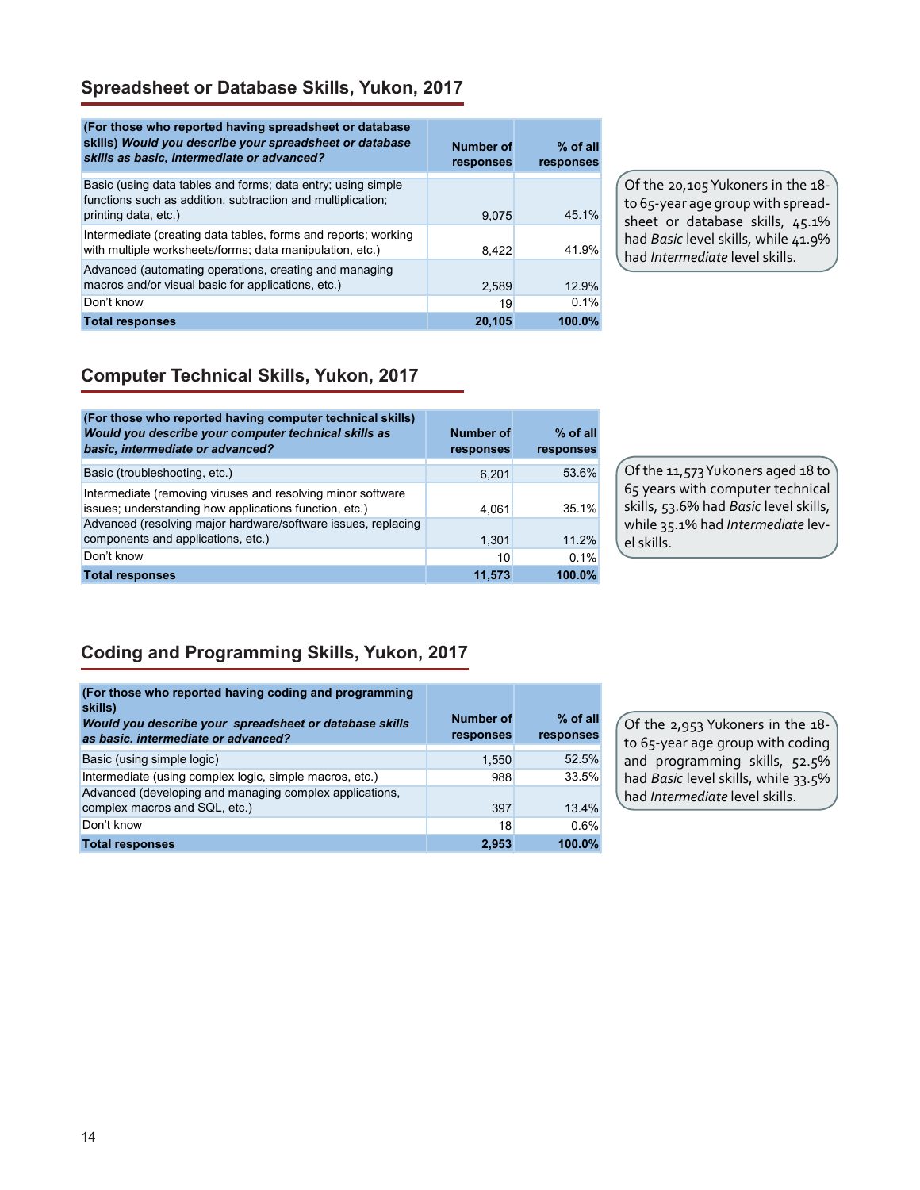## Spreadsheet or Database Skills, Yukon, 2017

| **(For those who reported having spreadsheet or database skills)** ***Would you describe your spreadsheet or database skills as basic, intermediate or advanced?*** | **Number of responses** | **% of all responses** |
|---|---|---|
| Basic (using data tables and forms; data entry; using simple functions such as addition, subtraction and multiplication; printing data, etc.) | 9,075 | 45.1% |
| Intermediate (creating data tables, forms and reports; working with multiple worksheets/forms; data manipulation, etc.) | 8,422 | 41.9% |
| Advanced (automating operations, creating and managing macros and/or visual basic for applications, etc.) | 2,589 | 12.9% |
| Don't know | 19 | 0.1% |
| **Total responses** | **20,105** | **100.0%** |

Of the 20,105 Yukoners in the 18-to 65-year age group with spreadsheet or database skills, 45.1% had *Basic* level skills, while 41.9% had *Intermediate* level skills.

## Computer Technical Skills, Yukon, 2017

| **(For those who reported having computer technical skills)** ***Would you describe your computer technical skills as basic, intermediate or advanced?*** | **Number of responses** | **% of all responses** |
|---|---|---|
| Basic (troubleshooting, etc.) | 6,201 | 53.6% |
| Intermediate (removing viruses and resolving minor software issues; understanding how applications function, etc.) | 4,061 | 35.1% |
| Advanced (resolving major hardware/software issues, replacing components and applications, etc.) | 1,301 | 11.2% |
| Don't know | 10 | 0.1% |
| **Total responses** | **11,573** | **100.0%** |

Of the 11,573 Yukoners aged 18 to 65 years with computer technical skills, 53.6% had *Basic* level skills, while 35.1% had *Intermediate* level skills.

## Coding and Programming Skills, Yukon, 2017

| **(For those who reported having coding and programming skills)** ***Would you describe your spreadsheet or database skills as basic, intermediate or advanced?*** | **Number of responses** | **% of all responses** |
|---|---|---|
| Basic (using simple logic) | 1,550 | 52.5% |
| Intermediate (using complex logic, simple macros, etc.) | 988 | 33.5% |
| Advanced (developing and managing complex applications, complex macros and SQL, etc.) | 397 | 13.4% |
| Don't know | 18 | 0.6% |
| **Total responses** | **2,953** | **100.0%** |

Of the 2,953 Yukoners in the 18-to 65-year age group with coding and programming skills, 52.5% had *Basic* level skills, while 33.5% had *Intermediate* level skills.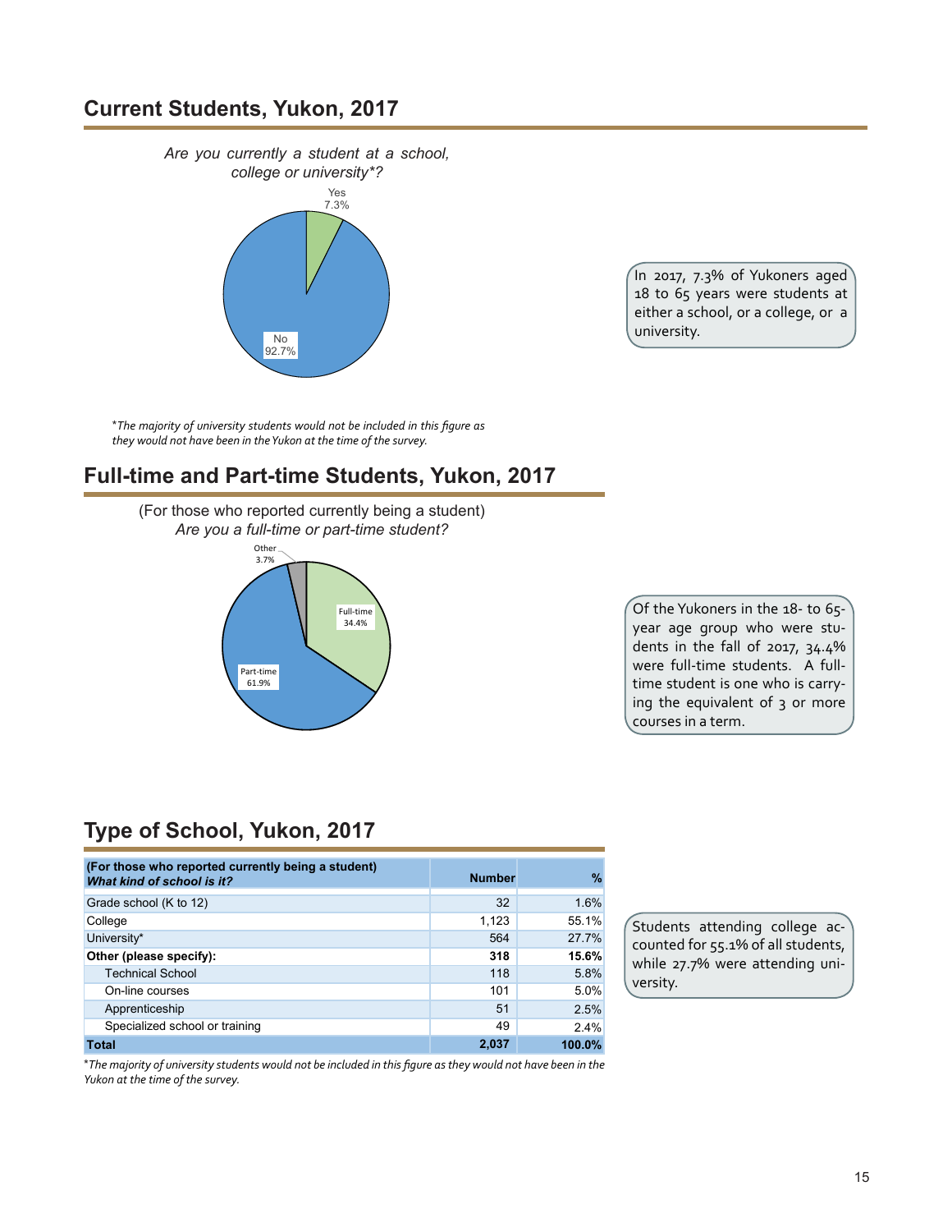## Current Students, Yukon, 2017

*Are you currently a student at a school, college or university*?*

Yes 7.3%

No 92.7%

*The majority of university students would not be included in this figure as they would not have been in the Yukon at the time of the survey.*

In 2017, 7.3% of Yukoners aged 18 to 65 years were students at either a school, or a college, or a university.

## Full-time and Part-time Students, Yukon, 2017

(For those who reported currently being a student)
*Are you a full-time or part-time student?*

Other 3.7%

Full-time 34.4%

Part-time 61.9%

Of the Yukoners in the 18- to 65-year age group who were students in the fall of 2017, 34.4% were full-time students. A full-time student is one who is carrying the equivalent of 3 or more courses in a term.

## Type of School, Yukon, 2017

| **(For those who reported currently being a student)** ***What kind of school is it?*** | **Number** | **%** |
|---|---|---|
| Grade school (K to 12) | 32 | 1.6% |
| College | 1,123 | 55.1% |
| University* | 564 | 27.7% |
| **Other (please specify):** | **318** | **15.6%** |
| Technical School | 118 | 5.8% |
| On-line courses | 101 | 5.0% |
| Apprenticeship | 51 | 2.5% |
| Specialized school or training | 49 | 2.4% |
| **Total** | **2,037** | **100.0%** |

*The majority of university students would not be included in this figure as they would not have been in the Yukon at the time of the survey.*

Students attending college accounted for 55.1% of all students, while 27.7% were attending university.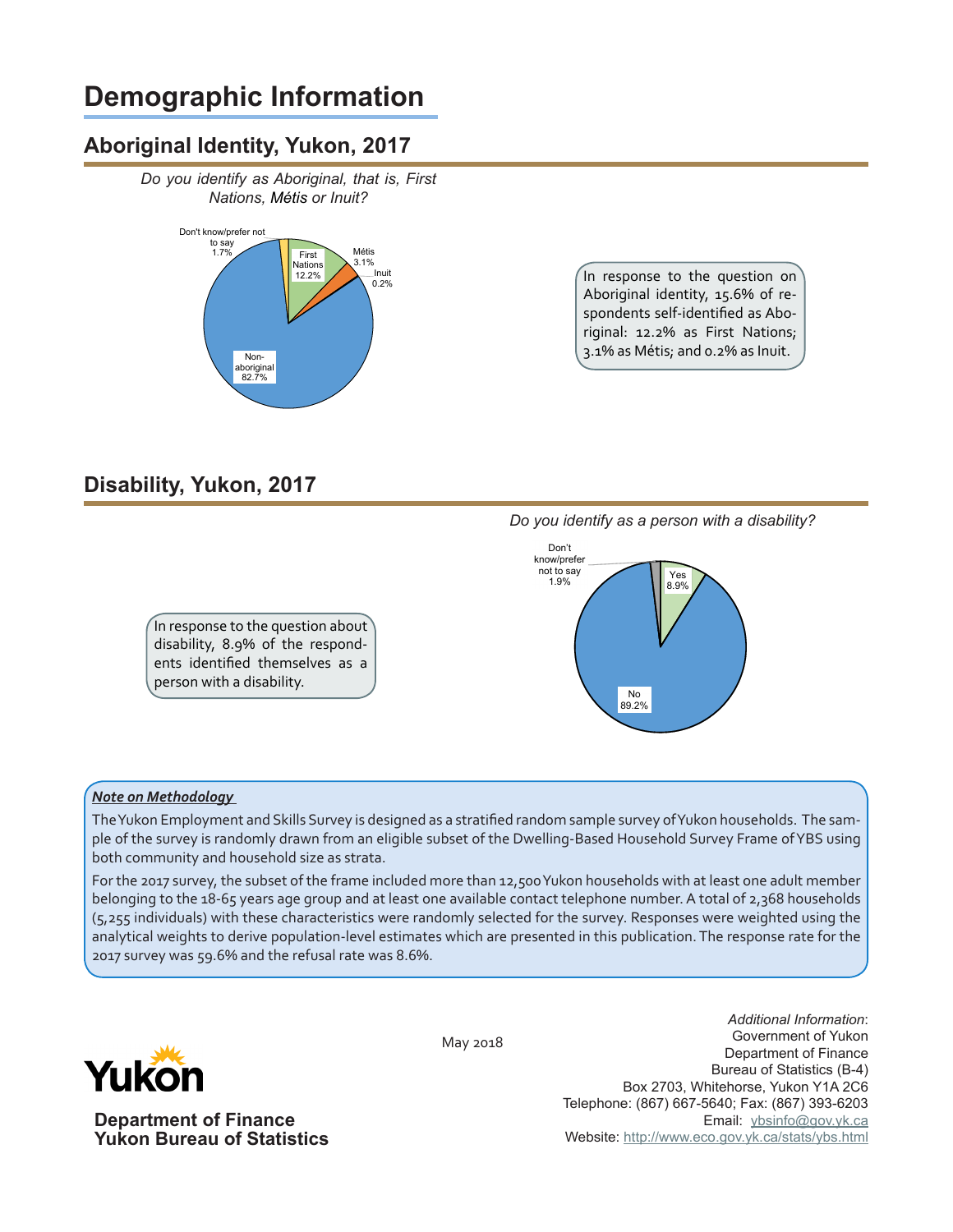# Demographic Information

## Aboriginal Identity, Yukon, 2017

*Do you identify as Aboriginal, that is, First Nations, Métis or Inuit?*

Don't know/prefer not to say 1.7%
First Nations 12.2%
Métis 3.1%
Inuit 0.2%
Non-aboriginal 82.7%

In response to the question on Aboriginal identity, 15.6% of respondents self-identified as Aboriginal: 12.2% as First Nations; 3.1% as Métis; and 0.2% as Inuit.

## Disability, Yukon, 2017

*Do you identify as a person with a disability?*

Don't know/prefer not to say 1.9%
Yes 8.9%
No 89.2%

In response to the question about disability, 8.9% of the respondents identified themselves as a person with a disability.

***Note on Methodology***

The Yukon Employment and Skills Survey is designed as a stratified random sample survey of Yukon households. The sample of the survey is randomly drawn from an eligible subset of the Dwelling-Based Household Survey Frame of YBS using both community and household size as strata.

For the 2017 survey, the subset of the frame included more than 12,500 Yukon households with at least one adult member belonging to the 18-65 years age group and at least one available contact telephone number. A total of 2,368 households (5,255 individuals) with these characteristics were randomly selected for the survey. Responses were weighted using the analytical weights to derive population-level estimates which are presented in this publication. The response rate for the 2017 survey was 59.6% and the refusal rate was 8.6%.

Yukon

**Department of Finance**
**Yukon Bureau of Statistics**

May 2018

*Additional Information*:
Government of Yukon
Department of Finance
Bureau of Statistics (B-4)
Box 2703, Whitehorse, Yukon Y1A 2C6
Telephone: (867) 667-5640; Fax: (867) 393-6203
Email: ybsinfo@gov.yk.ca
Website: http://www.eco.gov.yk.ca/stats/ybs.html